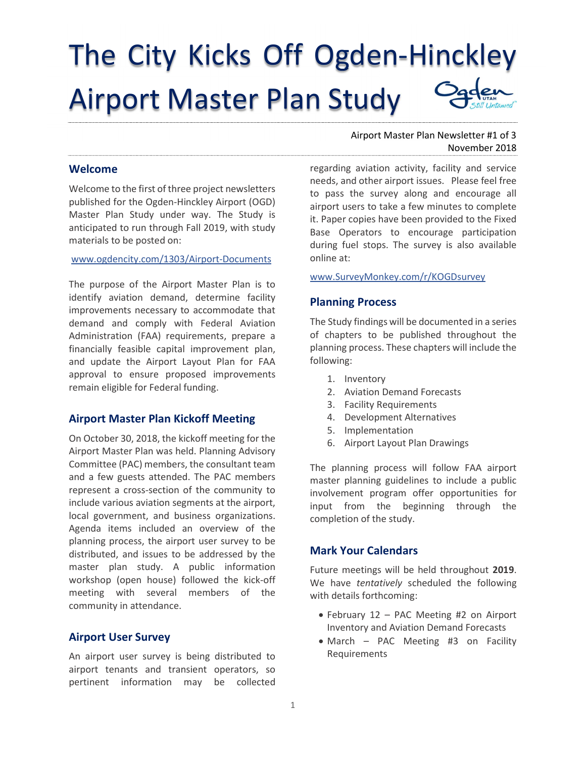# The City Kicks Off Ogden-Hinckley Airport Master Plan Study

Airport Master Plan Newsletter #1 of 3
November 2018

## Welcome

Welcome to the first of three project newsletters published for the Ogden-Hinckley Airport (OGD) Master Plan Study under way. The Study is anticipated to run through Fall 2019, with study materials to be posted on:

www.ogdencity.com/1303/Airport-Documents

The purpose of the Airport Master Plan is to identify aviation demand, determine facility improvements necessary to accommodate that demand and comply with Federal Aviation Administration (FAA) requirements, prepare a financially feasible capital improvement plan, and update the Airport Layout Plan for FAA approval to ensure proposed improvements remain eligible for Federal funding.

## Airport Master Plan Kickoff Meeting

On October 30, 2018, the kickoff meeting for the Airport Master Plan was held. Planning Advisory Committee (PAC) members, the consultant team and a few guests attended. The PAC members represent a cross-section of the community to include various aviation segments at the airport, local government, and business organizations. Agenda items included an overview of the planning process, the airport user survey to be distributed, and issues to be addressed by the master plan study. A public information workshop (open house) followed the kick-off meeting with several members of the community in attendance.

## Airport User Survey

An airport user survey is being distributed to airport tenants and transient operators, so pertinent information may be collected regarding aviation activity, facility and service needs, and other airport issues. Please feel free to pass the survey along and encourage all airport users to take a few minutes to complete it. Paper copies have been provided to the Fixed Base Operators to encourage participation during fuel stops. The survey is also available online at:

www.SurveyMonkey.com/r/KOGDsurvey

## Planning Process

The Study findings will be documented in a series of chapters to be published throughout the planning process. These chapters will include the following:

1. Inventory
2. Aviation Demand Forecasts
3. Facility Requirements
4. Development Alternatives
5. Implementation
6. Airport Layout Plan Drawings

The planning process will follow FAA airport master planning guidelines to include a public involvement program offer opportunities for input from the beginning through the completion of the study.

## Mark Your Calendars

Future meetings will be held throughout **2019**. We have *tentatively* scheduled the following with details forthcoming:

- February 12 – PAC Meeting #2 on Airport Inventory and Aviation Demand Forecasts
- March – PAC Meeting #3 on Facility Requirements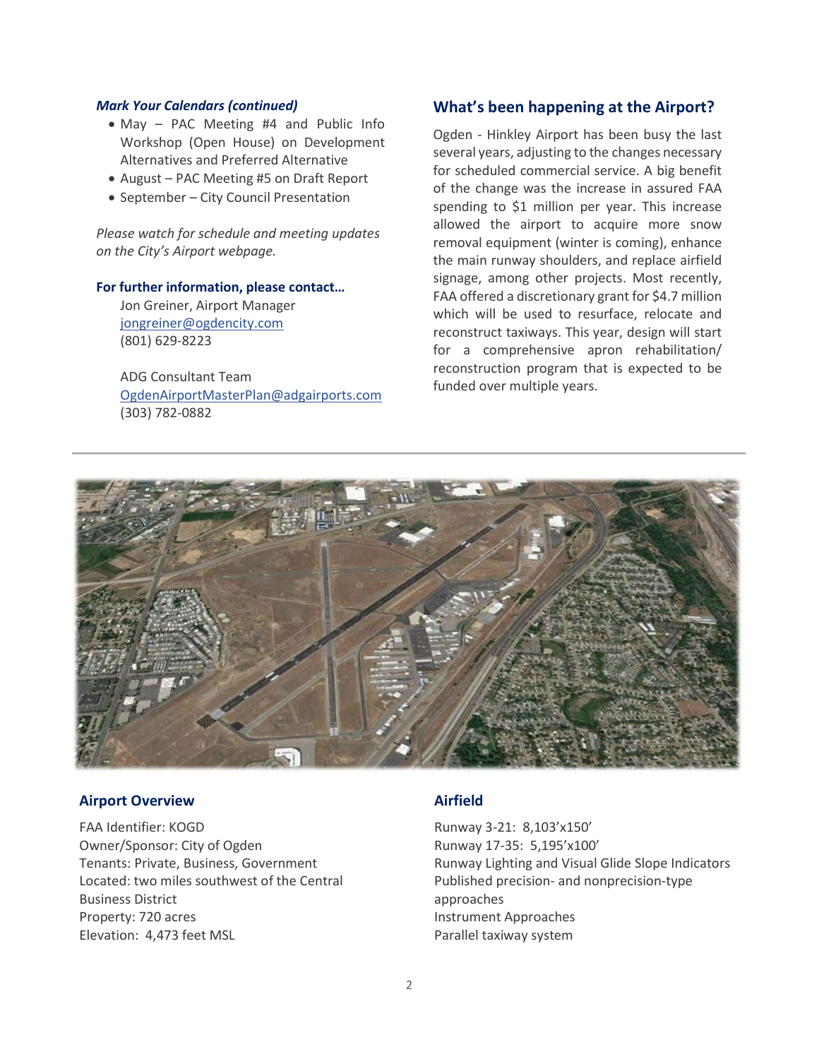***Mark Your Calendars (continued)***

- May – PAC Meeting #4 and Public Info Workshop (Open House) on Development Alternatives and Preferred Alternative
- August – PAC Meeting #5 on Draft Report
- September – City Council Presentation

*Please watch for schedule and meeting updates on the City's Airport webpage.*

**For further information, please contact…**

Jon Greiner, Airport Manager
jongreiner@ogdencity.com
(801) 629-8223

ADG Consultant Team
OgdenAirportMasterPlan@adgairports.com
(303) 782-0882

## What's been happening at the Airport?

Ogden - Hinkley Airport has been busy the last several years, adjusting to the changes necessary for scheduled commercial service. A big benefit of the change was the increase in assured FAA spending to $1 million per year. This increase allowed the airport to acquire more snow removal equipment (winter is coming), enhance the main runway shoulders, and replace airfield signage, among other projects. Most recently, FAA offered a discretionary grant for $4.7 million which will be used to resurface, relocate and reconstruct taxiways. This year, design will start for a comprehensive apron rehabilitation/ reconstruction program that is expected to be funded over multiple years.

## Airport Overview

FAA Identifier: KOGD
Owner/Sponsor: City of Ogden
Tenants: Private, Business, Government
Located: two miles southwest of the Central Business District
Property: 720 acres
Elevation: 4,473 feet MSL

## Airfield

Runway 3-21: 8,103'x150'
Runway 17-35: 5,195'x100'
Runway Lighting and Visual Glide Slope Indicators
Published precision- and nonprecision-type approaches
Instrument Approaches
Parallel taxiway system